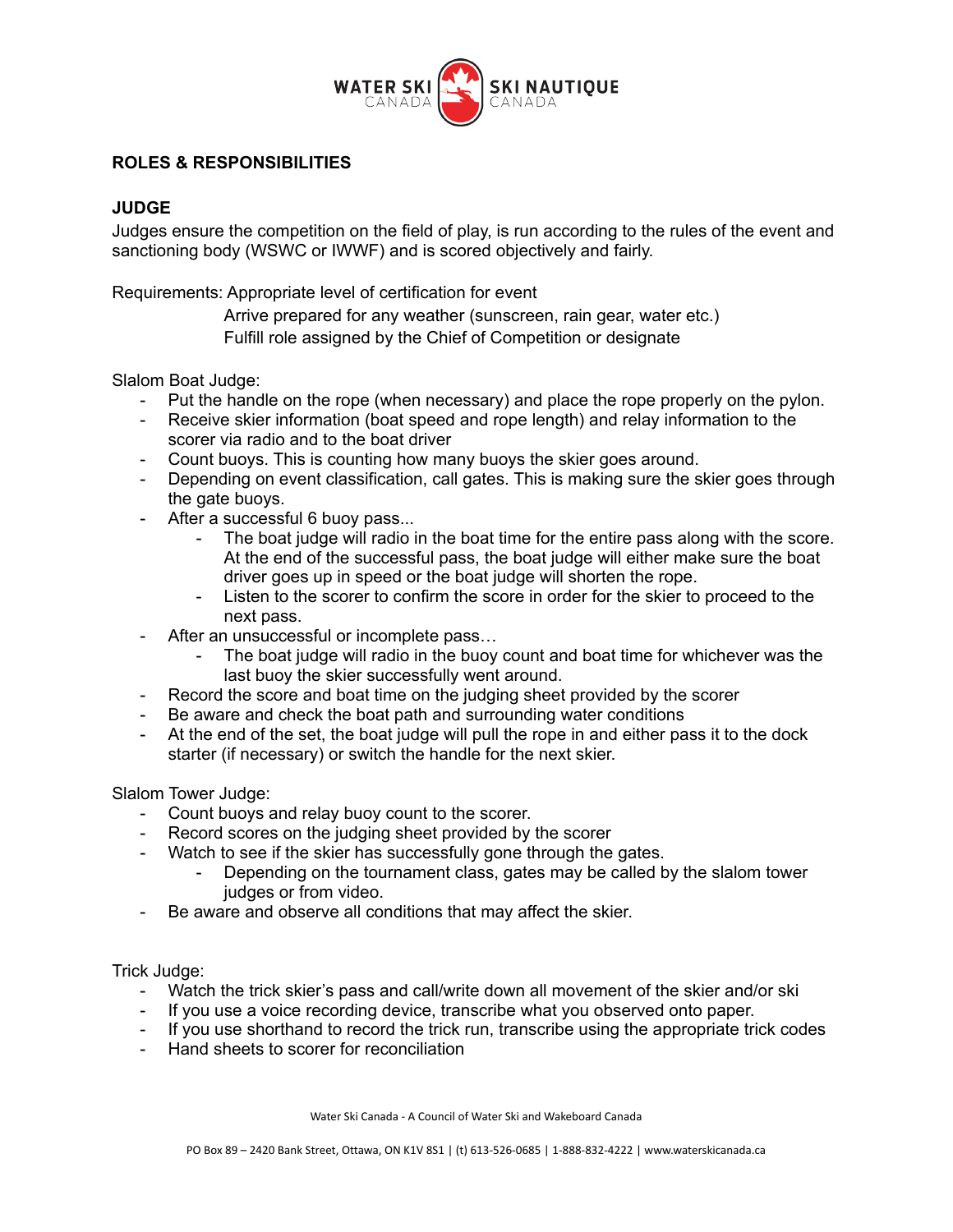## ROLES & RESPONSIBILITIES

### JUDGE

Judges ensure the competition on the field of play, is run according to the rules of the event and sanctioning body (WSWC or IWWF) and is scored objectively and fairly.

Requirements: Appropriate level of certification for event
Arrive prepared for any weather (sunscreen, rain gear, water etc.)
Fulfill role assigned by the Chief of Competition or designate

Slalom Boat Judge:

- Put the handle on the rope (when necessary) and place the rope properly on the pylon.
- Receive skier information (boat speed and rope length) and relay information to the scorer via radio and to the boat driver
- Count buoys. This is counting how many buoys the skier goes around.
- Depending on event classification, call gates. This is making sure the skier goes through the gate buoys.
- After a successful 6 buoy pass...
    - The boat judge will radio in the boat time for the entire pass along with the score. At the end of the successful pass, the boat judge will either make sure the boat driver goes up in speed or the boat judge will shorten the rope.
    - Listen to the scorer to confirm the score in order for the skier to proceed to the next pass.
- After an unsuccessful or incomplete pass…
    - The boat judge will radio in the buoy count and boat time for whichever was the last buoy the skier successfully went around.
- Record the score and boat time on the judging sheet provided by the scorer
- Be aware and check the boat path and surrounding water conditions
- At the end of the set, the boat judge will pull the rope in and either pass it to the dock starter (if necessary) or switch the handle for the next skier.

Slalom Tower Judge:

- Count buoys and relay buoy count to the scorer.
- Record scores on the judging sheet provided by the scorer
- Watch to see if the skier has successfully gone through the gates.
    - Depending on the tournament class, gates may be called by the slalom tower judges or from video.
- Be aware and observe all conditions that may affect the skier.

Trick Judge:

- Watch the trick skier's pass and call/write down all movement of the skier and/or ski
- If you use a voice recording device, transcribe what you observed onto paper.
- If you use shorthand to record the trick run, transcribe using the appropriate trick codes
- Hand sheets to scorer for reconciliation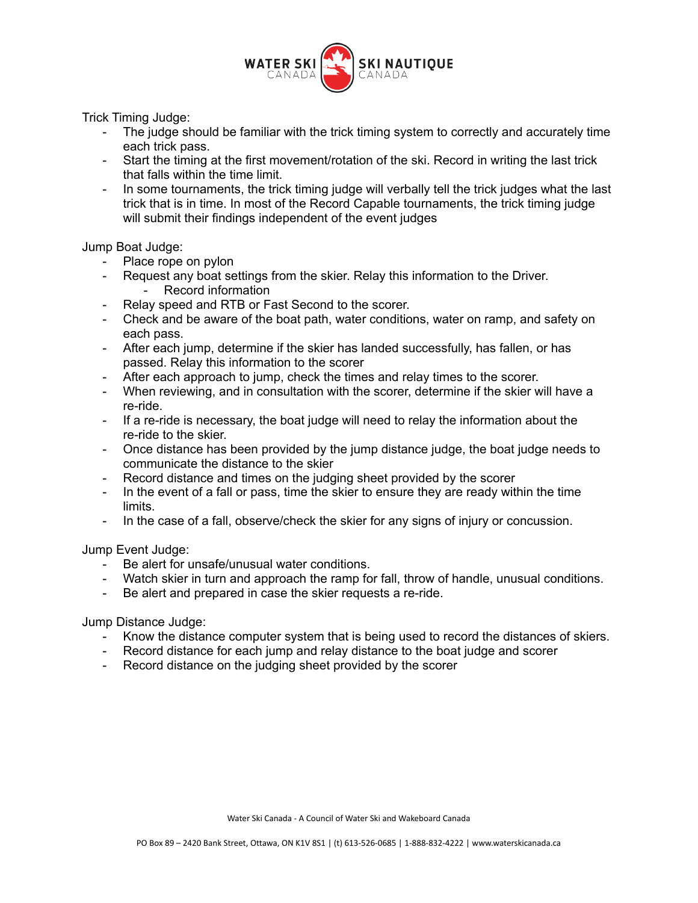Trick Timing Judge:

- The judge should be familiar with the trick timing system to correctly and accurately time each trick pass.
- Start the timing at the first movement/rotation of the ski. Record in writing the last trick that falls within the time limit.
- In some tournaments, the trick timing judge will verbally tell the trick judges what the last trick that is in time. In most of the Record Capable tournaments, the trick timing judge will submit their findings independent of the event judges

Jump Boat Judge:

- Place rope on pylon
- Request any boat settings from the skier. Relay this information to the Driver.
    - Record information
- Relay speed and RTB or Fast Second to the scorer.
- Check and be aware of the boat path, water conditions, water on ramp, and safety on each pass.
- After each jump, determine if the skier has landed successfully, has fallen, or has passed. Relay this information to the scorer
- After each approach to jump, check the times and relay times to the scorer.
- When reviewing, and in consultation with the scorer, determine if the skier will have a re-ride.
- If a re-ride is necessary, the boat judge will need to relay the information about the re-ride to the skier.
- Once distance has been provided by the jump distance judge, the boat judge needs to communicate the distance to the skier
- Record distance and times on the judging sheet provided by the scorer
- In the event of a fall or pass, time the skier to ensure they are ready within the time limits.
- In the case of a fall, observe/check the skier for any signs of injury or concussion.

Jump Event Judge:

- Be alert for unsafe/unusual water conditions.
- Watch skier in turn and approach the ramp for fall, throw of handle, unusual conditions.
- Be alert and prepared in case the skier requests a re-ride.

Jump Distance Judge:

- Know the distance computer system that is being used to record the distances of skiers.
- Record distance for each jump and relay distance to the boat judge and scorer
- Record distance on the judging sheet provided by the scorer